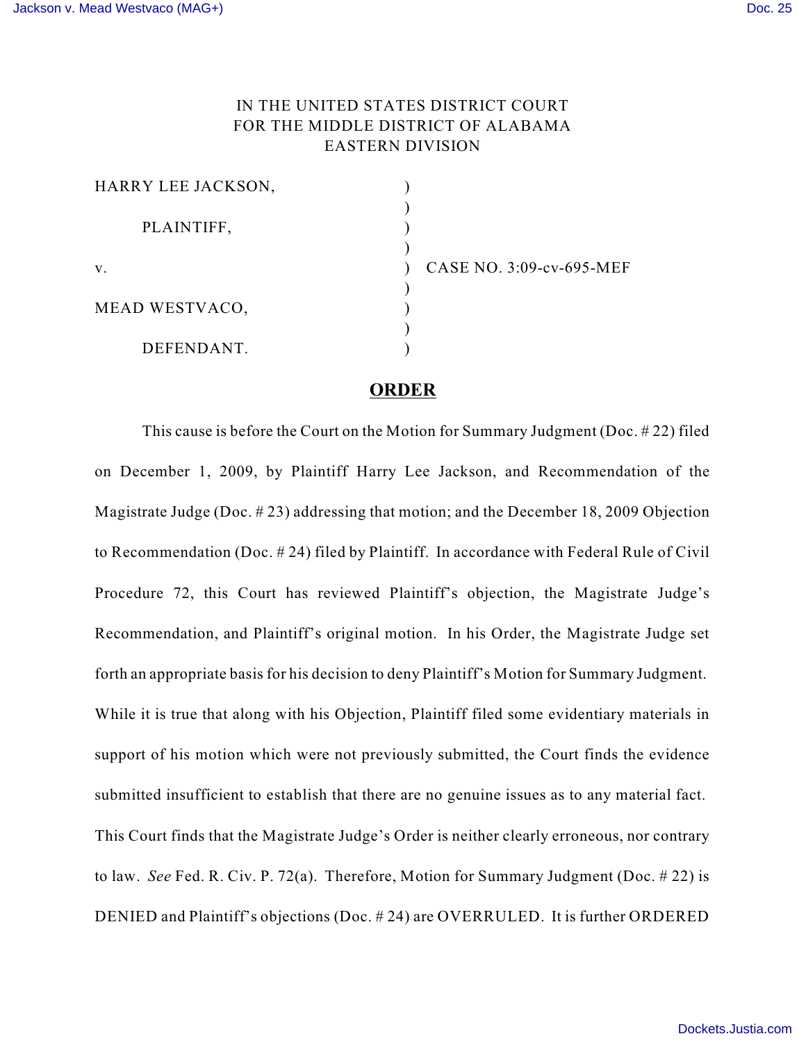IN THE UNITED STATES DISTRICT COURT
FOR THE MIDDLE DISTRICT OF ALABAMA
EASTERN DIVISION

| | | |
|---|---|---|
| HARRY LEE JACKSON, | ) | |
| | ) | |
| PLAINTIFF, | ) | |
| | ) | |
| v. | ) | CASE NO. 3:09-cv-695-MEF |
| | ) | |
| MEAD WESTVACO, | ) | |
| | ) | |
| DEFENDANT. | ) | |

## **ORDER**

This cause is before the Court on the Motion for Summary Judgment (Doc. # 22) filed on December 1, 2009, by Plaintiff Harry Lee Jackson, and Recommendation of the Magistrate Judge (Doc. # 23) addressing that motion; and the December 18, 2009 Objection to Recommendation (Doc. # 24) filed by Plaintiff. In accordance with Federal Rule of Civil Procedure 72, this Court has reviewed Plaintiff's objection, the Magistrate Judge's Recommendation, and Plaintiff's original motion. In his Order, the Magistrate Judge set forth an appropriate basis for his decision to deny Plaintiff's Motion for Summary Judgment. While it is true that along with his Objection, Plaintiff filed some evidentiary materials in support of his motion which were not previously submitted, the Court finds the evidence submitted insufficient to establish that there are no genuine issues as to any material fact. This Court finds that the Magistrate Judge's Order is neither clearly erroneous, nor contrary to law. *See* Fed. R. Civ. P. 72(a). Therefore, Motion for Summary Judgment (Doc. # 22) is DENIED and Plaintiff's objections (Doc. # 24) are OVERRULED. It is further ORDERED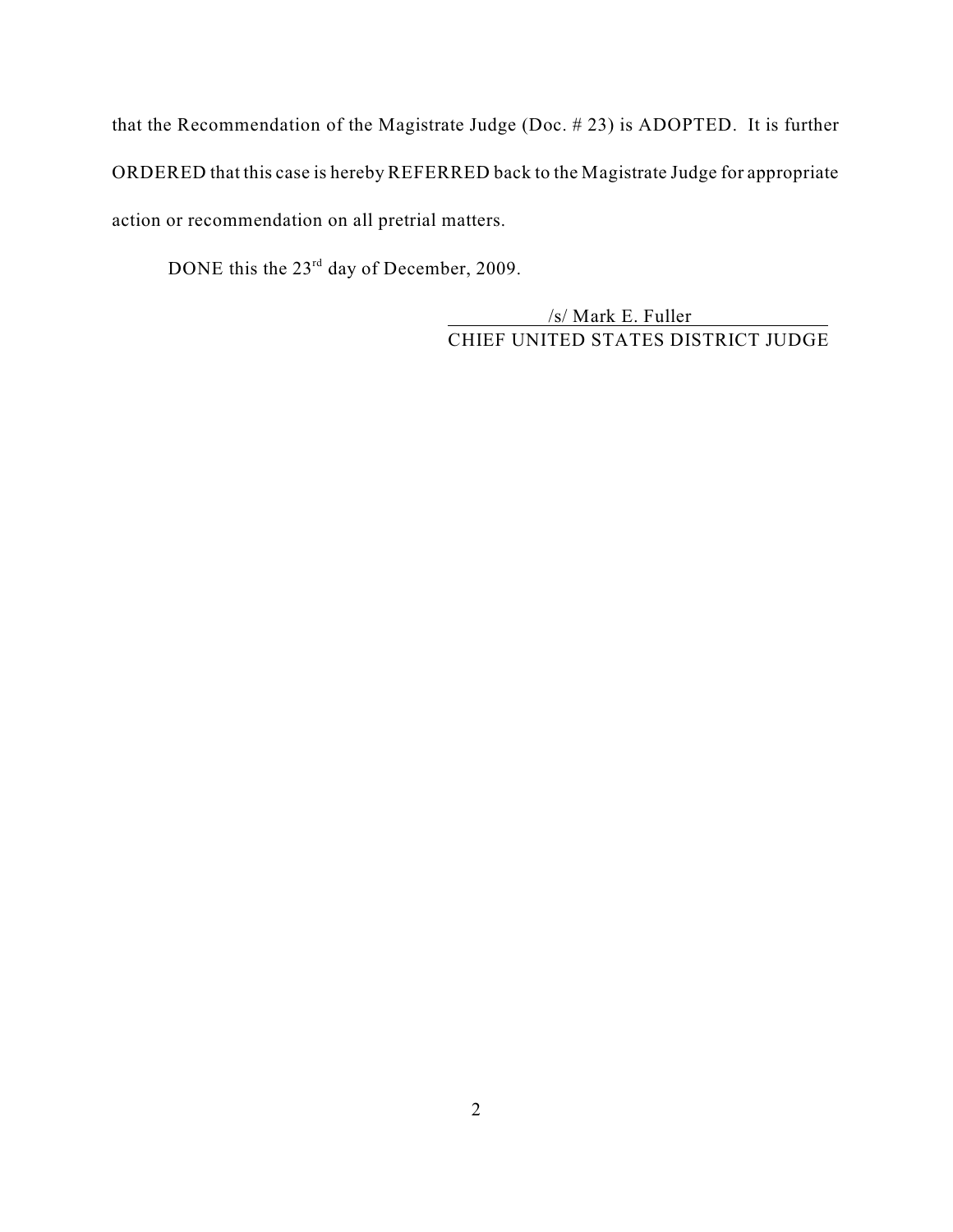that the Recommendation of the Magistrate Judge (Doc. # 23) is ADOPTED. It is further ORDERED that this case is hereby REFERRED back to the Magistrate Judge for appropriate action or recommendation on all pretrial matters.

DONE this the 23rd day of December, 2009.

/s/ Mark E. Fuller
CHIEF UNITED STATES DISTRICT JUDGE